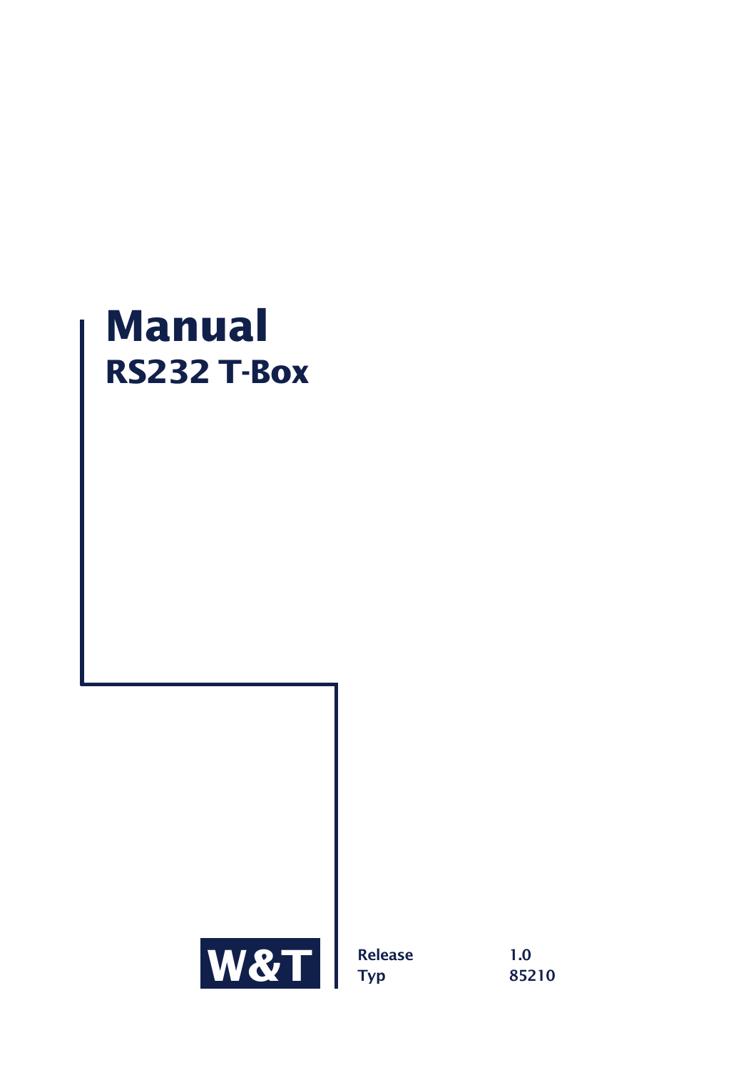# Manual

## RS232 T-Box

W&T

| | |
|---|---|
| **Release** | **1.0** |
| **Typ** | **85210** |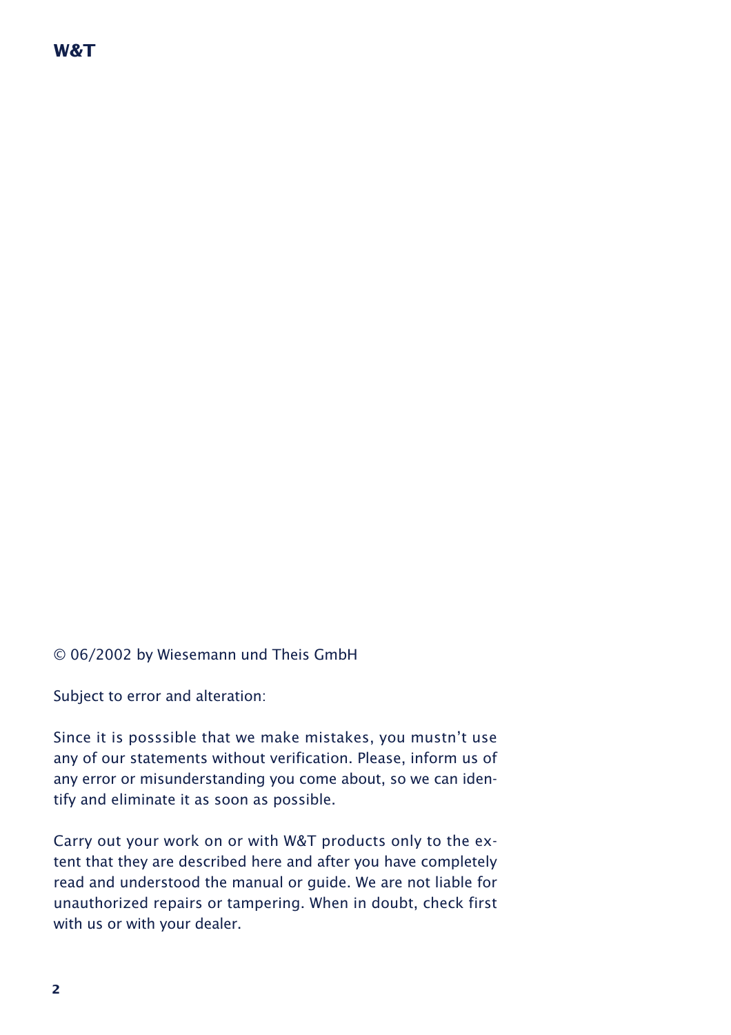© 06/2002 by Wiesemann und Theis GmbH

Subject to error and alteration:

Since it is posssible that we make mistakes, you mustn't use any of our statements without verification. Please, inform us of any error or misunderstanding you come about, so we can identify and eliminate it as soon as possible.

Carry out your work on or with W&T products only to the extent that they are described here and after you have completely read and understood the manual or guide. We are not liable for unauthorized repairs or tampering. When in doubt, check first with us or with your dealer.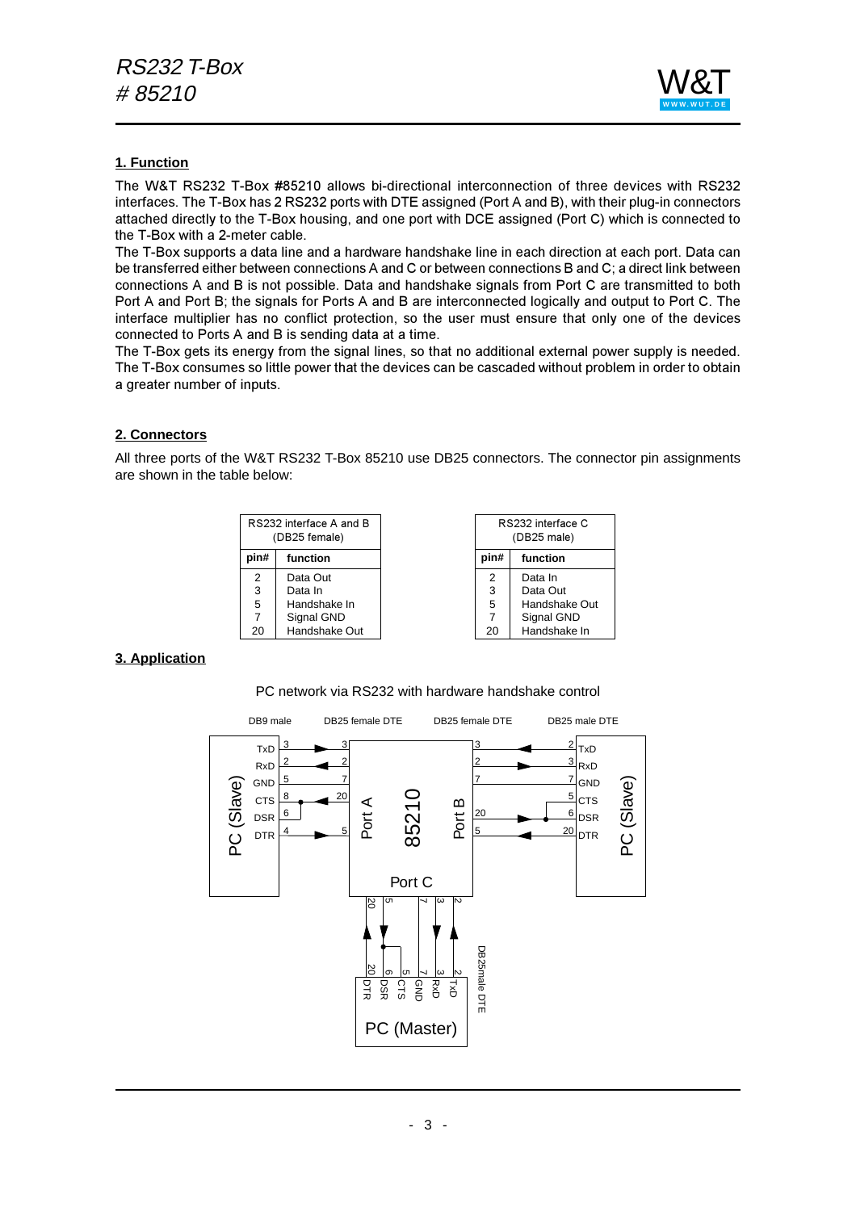## 1. Function

The W&T RS232 T-Box #85210 allows bi-directional interconnection of three devices with RS232 interfaces. The T-Box has 2 RS232 ports with DTE assigned (Port A and B), with their plug-in connectors attached directly to the T-Box housing, and one port with DCE assigned (Port C) which is connected to the T-Box with a 2-meter cable.

The T-Box supports a data line and a hardware handshake line in each direction at each port. Data can be transferred either between connections A and C or between connections B and C; a direct link between connections A and B is not possible. Data and handshake signals from Port C are transmitted to both Port A and Port B; the signals for Ports A and B are interconnected logically and output to Port C. The interface multiplier has no conflict protection, so the user must ensure that only one of the devices connected to Ports A and B is sending data at a time.

The T-Box gets its energy from the signal lines, so that no additional external power supply is needed. The T-Box consumes so little power that the devices can be cascaded without problem in order to obtain a greater number of inputs.

## 2. Connectors

All three ports of the W&T RS232 T-Box 85210 use DB25 connectors. The connector pin assignments are shown in the table below:

| RS232 interface A and B (DB25 female) | |
|---|---|
| **pin#** | **function** |
| 2 | Data Out |
| 3 | Data In |
| 5 | Handshake In |
| 7 | Signal GND |
| 20 | Handshake Out |

| RS232 interface C (DB25 male) | |
|---|---|
| **pin#** | **function** |
| 2 | Data In |
| 3 | Data Out |
| 5 | Handshake Out |
| 7 | Signal GND |
| 20 | Handshake In |

## 3. Application

PC network via RS232 with hardware handshake control

DB9 male | DB25 female DTE | DB25 female DTE | DB25 male DTE

PC (Slave): TxD 3 → 3; RxD 2 ← 2; GND 5 — 7; CTS 8 / DSR 6 ← 20; DTR 4 → 5 — Port A — 85210 — Port B — 3 ← 2 TxD; 2 → 3 RxD; 7 — 7 GND; 20 → 5 CTS / 6 DSR; 5 ← 20 DTR — PC (Slave)

Port C — DB25male DTE: 20 ← 20 DTR; 5 → 6 DSR / 5 CTS; 7 — 7 GND; 3 → 3 RxD; 2 ← 2 TxD — PC (Master)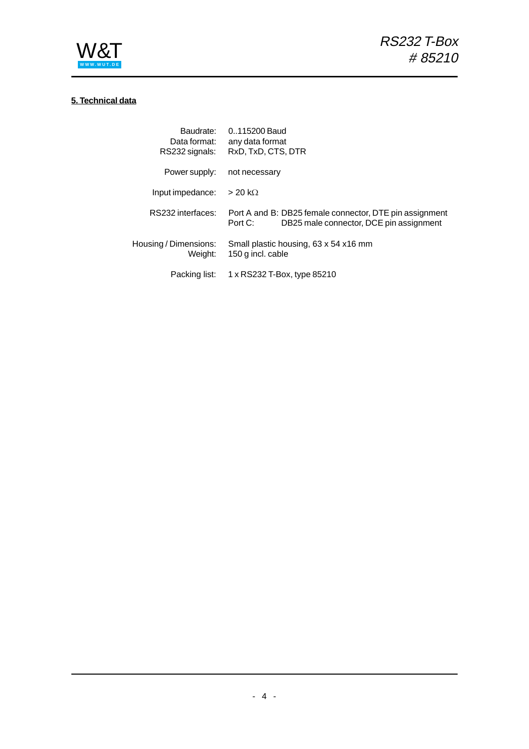## 5. Technical data

| | |
|---|---|
| Baudrate: | 0..115200 Baud |
| Data format: | any data format |
| RS232 signals: | RxD, TxD, CTS, DTR |
| Power supply: | not necessary |
| Input impedance: | > 20 kΩ |
| RS232 interfaces: | Port A and B: DB25 female connector, DTE pin assignment<br>Port C: DB25 male connector, DCE pin assignment |
| Housing / Dimensions: | Small plastic housing, 63 x 54 x16 mm |
| Weight: | 150 g incl. cable |
| Packing list: | 1 x RS232 T-Box, type 85210 |